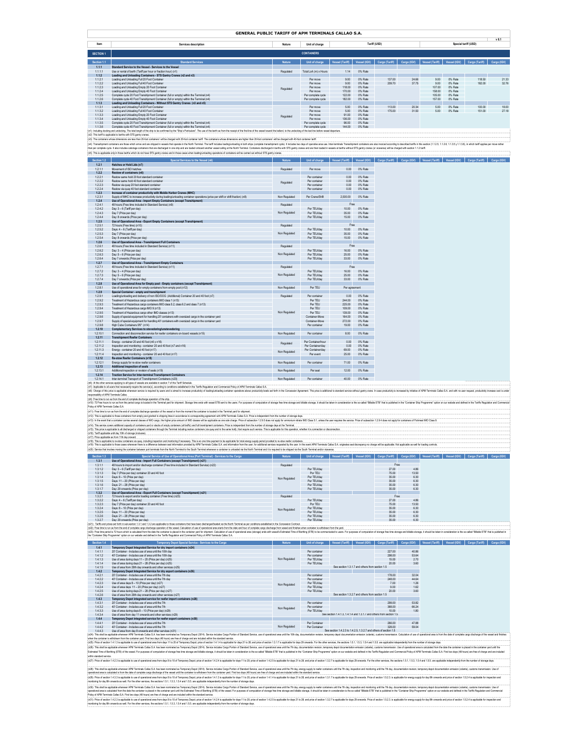# GENERAL PUBLIC TARIFF OF APM TERMINALS CALLAO S.A.

v 8.1

| Item | Services description | Nature | Unit of charge | Tariff (USD) | | | | Special tariff (USD) | | | |
|---|---|---|---|---|---|---|---|---|---|---|---|
| **SECTION 1** | | | **CONTAINERS** | | | | | | | | |
| **Section 1.1** | **Standard Services** | **Nature** | **Unit of charge** | **Vessel (Tariff)** | **Vessel (IGV)** | **Cargo (Tariff)** | **Cargo (IGV)** | **Vessel (Tariff)** | **Vessel (IGV)** | **Cargo (Tariff)** | **Cargo (IGV)** |
| **1.1.1** | **Standard Service to the Vessel - Services to the Vessel** | | | | | | | | | | |
| 1.1.1.1 | Use or rental of berth (Tariff per hour or fraction hour) (n1) | Regulated | Total LoA (m) x Hours | 1.14 | 0% Rate | | | | | | |
| **1.1.2** | **Loading and Unloading Containers - STS Gantry Cranes (n2 and n3)** | | | | | | | | | | |
| 1.1.2.1 | Loading and Unloading Full 20 Foot Container | Regulated | Per move | 9.00 | 0% Rate | 137.00 | 24.66 | 9.00 | 0% Rate | 118.50 | 21.33 |
| 1.1.2.2 | Loading and Unloading Full 40 Foot Container | | Per move | 9.00 | 0% Rate | 209.70 | 37.75 | 9.00 | 0% Rate | 182.00 | 32.76 |
| 1.1.2.3 | Loading and Unloading Empty 20 Foot Container | | Per move | 118.00 | 0% Rate | | | 107.00 | 0% Rate | | |
| 1.1.2.4 | Loading and Unloading Empty 40 Foot Container | | Per move | 170.00 | 0% Rate | | | 158.00 | 0% Rate | | |
| 1.1.2.5 | Complete cycle 20 Foot Transhipment Container (full or empty) within the Terminal (n4) | | Per complete cycle | 122.00 | 0% Rate | | | 105.00 | 0% Rate | | |
| 1.1.2.6 | Complete cycle 40 Foot Transhipment Container (full or empty) within the Terminal (n4) | | Per complete cycle | 182.00 | 0% Rate | | | 157.00 | 0% Rate | | |
| **1.1.3** | **Loading and Unloading Containers - Without STS Gantry Cranes (n3 and n5)** | | | | | | | | | | |
| 1.1.3.1 | Loading and Unloading Full 20 Foot Container | Regulated | Per move | 5.00 | 0% Rate | 113.00 | 20.34 | 5.00 | 0% Rate | 100.00 | 18.00 |
| 1.1.3.2 | Loading and Unloading Full 40 Foot Container | | Per move | 5.00 | 0% Rate | 175.00 | 31.50 | 5.00 | 0% Rate | 151.00 | 27.18 |
| 1.1.3.3 | Loading and Unloading Empty 20 Foot Container | | Per move | 91.00 | 0% Rate | | | | | | |
| 1.1.3.4 | Loading and Unloading Empty 40 Foot Container | | Per move | 136.00 | 0% Rate | | | | | | |
| 1.1.3.5 | Complete cycle 20 Foot Transhipment Container (full or empty) within the Terminal (n4) | | Per complete cycle | 96.00 | 0% Rate | | | | | | |
| 1.1.3.6 | Complete cycle 40 Foot Transhipment Container (full or empty) within the Terminal (n4) | | Per complete cycle | 144.00 | 0% Rate | | | | | | |

(n1): Including docking and undocking. The total length of the ship to be confirmed by the "Ship's Particulars". The use of the berth we from the receipt of the first line of the vessel toward the bollard, to the undocking of the last line before vessel departure.

(n2): This tariff is applicable to berths with STS gantry cranes.

(n3): The containers whose dimensions are less than 20-foot containers' will be charged with 20-foot container tariff. The containers whose dimensions are higher than 20-foot containers' will be charged with 40-foot container tariff.

(n4): Transhipment containers are those which arrive and are shipped in vessels that operate in the North Terminal. The tariff includes loading/unloading in both ships (complete transhipment cycle). It includes two days of operative area use. Inter-terminals Transhipment containers are also invoiced according to described tariffs in this section (1.1.2.5, 1.1.2.6, 1.1.3.5 y 1.1.3.6), in which tariff applies per move rather than per complete cycle. It also includes cabotage containers that are discharged in one ship and are loaded onboard another vessel calling at the North Terminal. Containers discharged in berths with STS gantry cranes and are then loaded in vessels at berths without STS gantry cranes (or viceversa) will be charged with section 1.1.2 tariff.

(n5): This is applicable only in those berths which do not have STS gantry cranes and in those cases when loading/unloading operations of containers will be carried out without STS gantry cranes.

| Section 1.2 | Special Services to the Vessel (n6) | Nature | Unit of charge | Vessel (Tariff) | Vessel (IGV) | Cargo (Tariff) | Cargo (IGV) | Vessel (Tariff) | Vessel (IGV) | Cargo (Tariff) | Cargo (IGV) |
|---|---|---|---|---|---|---|---|---|---|---|---|
| **1.2.1** | **Hatches or Hold Lids (n7)** | | | | | | | | | | |
| 1.2.1.1 | Movement of ISO hatches | Regulated | Per move | 0.00 | 0% Rate | | | | | | |
| **1.2.2** | **Restow of containers (n8)** | | | | | | | | | | |
| 1.2.2.1 | Restow same hold 20 foot standard container | Regulated | Per container | 0.00 | 0% Rate | | | | | | |
| 1.2.2.2 | Restow same hold 40 foot standard container | | Per container | 0.00 | 0% Rate | | | | | | |
| 1.2.2.3 | Restow via quay 20 foot standard container | | Per container | 0.00 | 0% Rate | | | | | | |
| 1.2.2.4 | Restow via quay 40 foot standard container | | Per container | 0.00 | 0% Rate | | | | | | |
| **1.2.3** | **Increase of container productivity with Mobile Harbor Cranes (MHC)** | | | | | | | | | | |
| 1.2.3.1 | Supply of MHC to increase productivity during loading/unloading container operations (price per shift or shift fraction) (n8) | Non Regulated | Per Crane/Shift | 2,500.00 | 0% Rate | | | | | | |
| **1.2.4** | **Use of Operational Area - Import Empty Containers (except Transhipment)** | | | | | | | | | | |
| 1.2.4.1 | 48 hours (Free time included in Standard Service) (n9) | Regulated | | Free | | | | | | | |
| 1.2.4.2 | Day: 3 – 6 (Tariff per day) | Non Regulated | Per TEU/day | 10.00 | 0% Rate | | | | | | |
| 1.2.4.3 | Day 7 (Price per day) | | Per TEU/day | 35.00 | 0% Rate | | | | | | |
| 1.2.4.4 | Day: 8 onwards (Price per day) | | Per TEU/day | 15.00 | 0% Rate | | | | | | |
| **1.2.5** | **Use of Operational Area - Export Empty Containers (except Transhipment)** | | | | | | | | | | |
| 1.2.5.1 | 72 hours (Free time) (n10) | Regulated | | Free | | | | | | | |
| 1.2.5.2 | Days: 4 – 6 (Tariff per day) | Non Regulated | Per TEU/day | 10.00 | 0% Rate | | | | | | |
| 1.2.5.3 | Day 7 (Price per day) | | Per TEU/day | 35.00 | 0% Rate | | | | | | |
| 1.2.5.4 | Day: 8 onwards (Price per day) | | Per TEU/day | 15.00 | 0% Rate | | | | | | |
| **1.2.6** | **Use of Operational Area - Transhipment Full Containers** | | | | | | | | | | |
| 1.2.6.1 | 48 hours (Free time included in Standard Service) (n11) | Regulated | | Free | | | | | | | |
| 1.2.6.2 | Day: 3 – 4 (Price per day) | Non Regulated | Per TEU/day | 16.00 | 0% Rate | | | | | | |
| 1.2.6.3 | Day: 5 – 6 (Price per day) | | Per TEU/day | 25.00 | 0% Rate | | | | | | |
| 1.2.6.4 | Day 7 onwards (Price per day) | | Per TEU/day | 33.00 | 0% Rate | | | | | | |
| **1.2.7** | **Use of Operational Area - Transhipment Empty Containers** | | | | | | | | | | |
| 1.2.7.1 | 48 hours (Free time included in Standard Service) (n11) | Regulated | | Free | | | | | | | |
| 1.2.7.2 | Day: 3 – 4 (Price per day) | Non Regulated | Per TEU/day | 16.00 | 0% Rate | | | | | | |
| 1.2.7.3 | Day: 5 – 6 (Price per day) | | Per TEU/day | 25.00 | 0% Rate | | | | | | |
| 1.2.7.4 | Day 7 onwards (Price per day) | | Per TEU/day | 33.00 | 0% Rate | | | | | | |
| **1.2.8** | **Use of Operational Area for Empty pool - Empty containers (except Transhipment)** | | | | | | | | | | |
| 1.2.8.1 | Use of operational area for empty containers from empty pool (n12) | Non Regulated | Per TEU | Per agreement | | | | | | | |
| **1.2.9** | **Special Container - empty and transhipment** | | | | | | | | | | |
| 1.2.9.1 | Loading/unloading and delivery of non ISO/OOG (Additional) Container 20 and 40 foot (n7) | Regulated | Per container | 0.00 | 0% Rate | | | | | | |
| 1.2.9.2 | Treatment of Hazardous cargo containers IMO class 1 (n13) | Non Regulated | Per TEU | 244.00 | 0% Rate | | | | | | |
| 1.2.9.3 | Treatment of Hazardous cargo containers IMO class 5.2, class 6.2 and class 7 (n13) | | Per TEU | 225.00 | 0% Rate | | | | | | |
| 1.2.9.4 | Treatment of Hazardous cargo IMO 9 (n13) | | Per TEU | 109.00 | 0% Rate | | | | | | |
| 1.2.9.5 | Treatment of Hazardous cargo other IMO classes (n13) | | Per TEU | 139.00 | 0% Rate | | | | | | |
| 1.2.9.6 | Supply of special equipment for handling 20' containers with oversized cargo in the container yard | | Container-Move | 164.00 | 0% Rate | | | | | | |
| 1.2.9.7 | Supply of special equipment for handling 40' containers with oversized cargo in the container yard | | Container-Move | 272.00 | 0% Rate | | | | | | |
| 1.2.9.8 | High Cube Containers 9'6" (n14) | | Per container | 19.00 | 0% Rate | | | | | | |
| **1.2.10** | **Complementary Services to stevedoring/unstevedoring** | | | | | | | | | | |
| 1.2.10.1 | Connection and disconnection service for reefer containers on-board vessels (n15) | Non Regulated | Per container | 8.00 | 0% Rate | | | | | | |
| **1.2.11** | **Transhipment Reefer Containers** | | | | | | | | | | |
| 1.2.11.1 | Energy - container 20 and 40 foot (n9 y n16) | Regulated | Per Container/hour | 0.00 | 0% Rate | | | | | | |
| 1.2.11.2 | Inspection and monitoring - container 20 and 40 foot (n7 and n16) | | Per Container/day | 0.00 | 0% Rate | | | | | | |
| 1.2.11.3 | Energy - container 20 and 40 foot (n17) | Non Regulated | Per Container/day | 69.00 | 0% Rate | | | | | | |
| 1.2.11.4 | Inspection and monitoring - container 20 and 40 foot (n17) | | Per event | 25.00 | 0% Rate | | | | | | |
| **1.2.12** | **Re-stow Reefer Containers (n18)** | | | | | | | | | | |
| 1.2.12.1 | Energy supply for re-stow reefer containers | Non Regulated | Per container | 71.00 | 0% Rate | | | | | | |
| **1.2.13** | **Additional inspection of seals** | | | | | | | | | | |
| 1.2.13.1 | Additional inspection or revision of seals (n19) | Non Regulated | Per seal | 12.00 | 0% Rate | | | | | | |
| **1.2.14** | **Traction Service for Inter-terminal Transhipment Containers** | | | | | | | | | | |
| 1.2.14.1 | Inter-terminal Transport of Transhipment Containers (n20) | Non Regulated | Per container | 40.00 | 0% Rate | | | | | | |

(n6): All the other services applying to all types of vessels are available in section 7 of this Tariff Schedule.

(n7): Applicable to all users that necessarily require the service(s), according to conditions established in the Tariffs Regulation and Commercial Policy of APM Terminals Callao S.A.

(n8): Charge of this price is applicable whenever service is required by users and is aimed to increase productivity of loading/unloading container operations above productivity levels set forth in the Concession Agreement. This price is additional to standard service without gantry crane. In case productivity is increased by initiative of APM Terminals Callao S.A. and with no user request, productivity increase cost is under responsibility of APM Terminals Callao.

(n9): Free time to run as from the end of complete discharge operation of the ship.

(n10): 72 Free hours to run as from the period cargo is located in the Terminal yard for shipment. Storage time ends with vessel ETB sent to the users. For purposes of computation of storage free time storage and billable storage, it should be taken in consideration is the so-called "Billable ETB" that is published in the "Container Ship Programme" option on our website and defined in the Tariffs Regulation and Commercial Policy of APM Terminals Callao S.A.

(n11): Free time to run as from the end of complete discharge operation of the vessel or from the moment the container is located in the Terminal yard for shipment.

(n12): This is applicable to those containers from empty pool granted to shipping lines in accordance to corresponding agreement with APM Terminals Callao S.A. Price is independent from the number of storage days.

(n13): In the event that a container carries several classes of IMO cargo, the higher price amount of IMO classes will be applicable as one sole charge. Price of subsection 1.2.9.5 does not apply for ammonium nitrate IMO Class 5.1, unless the user requires the service. Price of subsection 1.2.9.4 does not apply for Fishmeal IMO Class 9.

(n14): This service covers additional capacity of containers yard or stacks of empty containers (all traffic) and full transhipment containers. Price is independent from the number of storage days at the Terminal.

(n15): This price is applicable to all discharged or shipped containers through the Terminal including restow containers (via quay and in the same hold), that require such service. This is applicable for this operation, whether it is connection or disconnection.

(n16): Tariff applicable until day 10th of storage (inclusive).

(n17): Price applicable as from 11th day onward.

(n18): This is applicable to re-stow containers via quay, including inspection and monitoring if necessary. This is an one time payment to be applicable for total energy supply period provided to re-stow reefer containers.

(n19): This is applicable to those cases whenever there is a difference between seal information provided by APM Terminals Callao S.A. and information from the user, for additional services requested by the user. In the event APM Terminals Callao S.A. originates seal discrepancy no charge will be applicable. Not applicable as well for loading controls.

(n20): Service that involves moving the container between port terminals from the North Terminal to the South Terminal whenever a container is unloaded via the North Terminal and it is required to be shipped via the South Terminal and/or viceversa.

| Section 1.3 | Special Service of Use of Operational Area (Port Terminal) - Services to the Cargo | Nature | Unit of charge | Vessel (Tariff) | Vessel (IGV) | Cargo (Tariff) | Cargo (IGV) | Vessel (Tariff) | Vessel (IGV) | Cargo (Tariff) | Cargo (IGV) |
|---|---|---|---|---|---|---|---|---|---|---|---|
| **1.3.1** | **Use of Operational Area - Import Full Containers (except Transhipment) (n21)** | | | | | | | | | | |
| 1.3.1.1 | 48 hours to import and/or discharge container (Free time included in Standard Service) (n22) | Regulated | | | | Free | | | | | |
| 1.3.1.2 | Day: 3 – 6 (Tariff per day) | | Per TEU/day | | | 27.00 | 4.86 | | | | |
| 1.3.1.3 | Day 7 (Price per day) container 20 and 40 foot | Non Regulated | Per TEU | | | 75.00 | 13.50 | | | | |
| 1.3.1.4 | Days: 8 – 10 (Price per day) | | Per TEU/day | | | 35.00 | 6.30 | | | | |
| 1.3.1.5 | Days: 11 – 20 (Price per day) | | Per TEU/day | | | 35.00 | 6.30 | | | | |
| 1.3.1.6 | Days: 21 – 28 (Price per day) | | Per TEU/day | | | 35.00 | 6.30 | | | | |
| 1.3.1.7 | Day: 29 onwards (Price per day) | | Per TEU/day | | | 35.00 | 6.30 | | | | |
| **1.3.2** | **Use of Operational Area - Export Full Containers (except Transhipment) (n21)** | | | | | | | | | | |
| 1.3.2.1 | 72 hours to export and/or loading container (Free time) (n23) | Regulated | | | | Free | | | | | |
| 1.3.2.2 | Days: 4 – 6 (Tariff per day) | | Per TEU/day | | | 27.00 | 4.86 | | | | |
| 1.3.2.3 | Day 7 (Price per day) container 20 and 40 foot | Non Regulated | Per TEU | | | 75.00 | 13.50 | | | | |
| 1.3.2.4 | Days: 8 – 10 (Price per day) | | Per TEU/day | | | 35.00 | 6.30 | | | | |
| 1.3.2.5 | Days: 11 – 20 (Price per day) | | Per TEU/day | | | 35.00 | 6.30 | | | | |
| 1.3.2.6 | Days: 21 – 28 (Price per day) | | Per TEU/day | | | 35.00 | 6.30 | | | | |
| 1.3.2.7 | Day: 29 onwards (Price per day) | | Per TEU/day | | | 35.00 | 6.30 | | | | |

(n21): Tariffs and prices set forth in sub-section 1.3.1 and 1.3.2 are applicable to those containers that have been discharged/loaded via the North Terminal as per conditions established in the Concession Contract.

(n22): Free time to run as from the end of complete cargo discharge operation of the vessel. Calculation of use of operational area starts from the date and hour of complete cargo discharge from vessel and finishes when container is withdrawn from the yard.

(n23): Free time period to 72 hours which is calculated from the date the container is placed in the container yard for shipment. Calculation of use of operational areas (storage) ends with vessel's Estimated Time of Berthing (ETB) to be communicated to users. For purposes of computation of storage free time storage and billable storage, it should be taken in consideration is the so-called "Billable ETB" that is published in the "Container Ship Programme" option on our website and defined in the Tariffs Regulation and Commercial Policy of APM Terminals Callao S.A.

| Section 1.4 | Temporary Depot Special Service - Services to the Cargo | Nature | Unit of charge | Vessel (Tariff) | Vessel (IGV) | Cargo (Tariff) | Cargo (IGV) | Vessel (Tariff) | Vessel (IGV) | Cargo (Tariff) | Cargo (IGV) |
|---|---|---|---|---|---|---|---|---|---|---|---|
| **1.4.1** | **Temporary Depot Integrated Service for dry import containers (n24)** | | | | | | | | | | |
| 1.4.1.1 | 20' Container - Includes use of area until the 10th day | Non Regulated | Per container | | | 227.00 | 40.86 | | | | |
| 1.4.1.2 | 40' Container - Includes use of area until the 10th day | | Per container | | | 298.00 | 53.64 | | | | |
| 1.4.1.3 | Use of area during days 11 – 20 (Price per day) (n25) | | Per TEU/day | | | 15.00 | 2.70 | | | | |
| 1.4.1.4 | Use of area during days 21 – 28 (Price per day) (n25) | | Per TEU/day | | | 20.00 | 3.60 | | | | |
| 1.4.1.5 | Use of area from 29th day onwards and other services (n25) | | | See section 1.3.1.7 and others from section 1.5 | | | | | | | |
| **1.4.2** | **Temporary Depot Integrated Service for dry export containers (n26)** | | | | | | | | | | |
| 1.4.2.1 | 20' Container - Includes use of area until the 7th day | Non Regulated | Per container | | | 178.00 | 32.04 | | | | |
| 1.4.2.2 | 40' Container - Includes use of area until the 7th day | | Per container | | | 248.00 | 44.64 | | | | |
| 1.4.2.3 | Use of area days 8 – 10 (Price per day) (n27) | | Per TEU/day | | | 7.00 | 1.26 | | | | |
| 1.4.2.4 | Use of area days 11 – 20 (Price per day) (n27) | | Per TEU/day | | | 9.00 | 1.62 | | | | |
| 1.4.2.5 | Use of area during days 21 – 28 (Price per day) (n27) | | Per TEU/day | | | 20.00 | 3.60 | | | | |
| 1.4.2.6 | Use of area from 29th day onwards and other services (n27) | | | See section 1.3.2.7 and others from section 1.5 | | | | | | | |
| **1.4.3** | **Temporary Depot integrated service for reefer import containers (n28)** | | | | | | | | | | |
| 1.4.3.1 | 20' Container - Includes use of area until the 7th | Non Regulated | Per container | | | 299.00 | 53.82 | | | | |
| 1.4.3.2 | 40' Container - Includes use of area until the 7th | | Per container | | | 368.00 | 66.24 | | | | |
| 1.4.3.3 | Use of area during days 8 – 10 (Price per day) (n29) | | Per TEU/day | | | 10.00 | 1.80 | | | | |
| 1.4.3.4 | Use of area from day 11 onwards and other services (n29) | | | See section 1.4.1.3, 1.4.1.4 and 1.3.1.7 and others from section 1.5 | | | | | | | |
| **1.4.4** | **Temporary Depot integrated service for reefer export containers (n30)** | | | | | | | | | | |
| 1.4.4.1 | 20' Container - Includes use of area until the 7th | Non Regulated | Per Container | | | 266.00 | 47.88 | | | | |
| 1.4.4.2 | 40' Container - Includes use of area until the 7th | | Per Container | | | 328.00 | 59.04 | | | | |
| 1.4.4.3 | Use of area from day 8 onwards and other services (n31) | | | See section 1.4.2.3 to 1.4.2.5, 1.3.2.7 and others of section 1.5 | | | | | | | |

(n24): This shall be applicable whenever APM Terminals Callao S.A. has been nominated as Temporary Depot (3014). Service includes Cargo Portion of Standard Service, use of operational area until the 10th day, documentation revision, temporary depot documentation emission (volante), customs transmission. Calculation of use of operational area is from the date of complete cargo discharge of the vessel and finishes when the container is withdrawn from the container yard. First two days (48 hours) are free of charge and are included within the standard service.

(n25): Price of section 1.4.1.3 is applicable to use of operational area from days 11 to 20 of Temporary Depot; price of section 1.4.1.4 is applicable for days 21 to 28; and price of section 1.3.1.7 is applicable for days 29 onwards. For the other services, the sections 1.5.1, 1.5.3, 1.5.4 and 1.5.5 are applicable independently from the number of storage days.

(n26): This shall be applicable whenever APM Terminals Callao S.A. has been nominated as Temporary Depot (3014). Service includes Cargo Portion of Standard Service, use of operational area until the 7th day, documentation revision, temporary depot documentation emission (volante), customs transmission. Use of operational area is calculated from the date the container is placed in the container yard and until the Estimated Time of Berthing (ETB) of the vessel. For purposes of computation of storage free time storage and billable storage, it should be taken in consideration is the so-called "Billable ETB" that is published in the "Container Ship Programme" option on our website and defined in the Tariffs Regulation and Commercial Policy of APM Terminals Callao S.A. First two days (48 hours) are free of charge and are included within standard service.

(n27): Price of section 1.4.2.3 is applicable to use of operational area from days 8 to 10 of Temporary Depot; price of section 1.4.2.4 is applicable for days 11 to 20; price of section 1.4.2.5 is applicable for days 21 to 28; and price of section 1.3.2.7 is applicable for days 29 onwards. For the other services, the sections 1.5.1, 1.5.3, 1.5.4 and 1.5.5 are applicable independently from the number of storage days.

(n28): This shall be applicable whenever APM Terminals Callao S.A. has been nominated as Temporary Depot (3014). Service includes Cargo Portion of Standard Service, use of operational area until the 7th day, energy supply to reefer containers until the 7th day, inspection and monitoring until the 7th day, documentation revision, temporary depot documentation emission (volante), customs transmission. Use of operational area is calculated from the date of complete cargo discharge of the vessel until the container is withdrawn from the container yard. First two days (48 hours) are free of charge and are included within the standard service.

(n29): Price of section 1.4.3.3 is applicable to use of operational area from days 8 to 10 of Temporary Depot; price of section 1.4.1.3 is applicable for days 11 to 20; price of section 1.4.1.4 is applicable for days 21 to 28; price of section 1.3.1.7 is applicable for days 29 onwards. Price of section 1.5.2.3 is applicable for energy supply for 8th day onwards and price of section 1.5.2.4 is applicable for inspection and monitoring for day 8th onwards as well. For the other services, the sections 1.5.1, 1.5.3, 1.5.4 and 1.5.5 are applicable independently from the number of storage days.

(n30): This shall be applicable whenever APM Terminals Callao S.A. has been nominated as Temporary Depot (3014). Service includes Cargo Portion of Standard Service, use of operational area until the 7th day, energy supply to reefer containers until the 7th day, inspection and monitoring until the 7th day, documentation revision, temporary depot documentation emission (volante), customs transmission. Use of operational area is calculated from the date the container is placed in the container yard and until the Estimated Time of Berthing (ETB) of the vessel. For purposes of computation of storage free time storage and billable storage, it should be taken in consideration is the so-called "Billable ETB" that is published in the "Container Ship Programme" option on our website and defined in the Tariffs Regulation and Commercial Policy of APM Terminals Callao S.A. First two days (48 hours) are free of charge and are included within the standard service.

(n31): Price of section 1.4.2.3 is applicable to use of operational area from days 8 to 10 of Temporary Depot; price of section 1.4.2.4 is applicable for days 11 to 20; price of section 1.4.2.5 is applicable for days 21 to 28; and price of section 1.3.2.7 is applicable for days 29 onwards. Price of section 1.5.2.3 is applicable for energy supply for 8th day onwards and price of section 1.5.2.4 is applicable for inspection and monitoring for day 8th onwards as well. For the other services, the sections 1.5.1, 1.5.3, 1.5.4 and 1.5.5 are applicable independently from the number of storage days.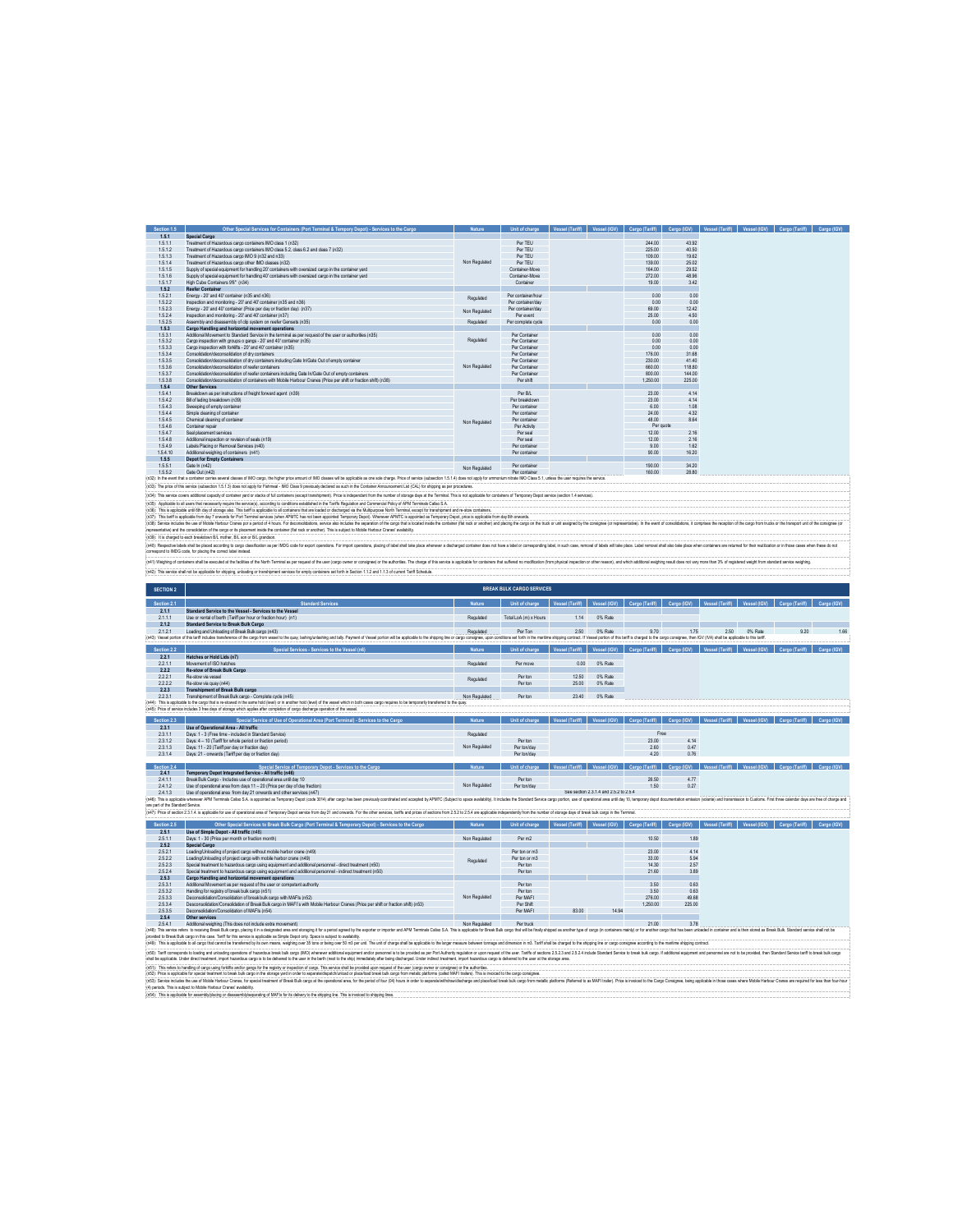| Section 1.5 | Other Special Services for Containers (Port Terminal & Tempory Depot) - Services to the Cargo | Nature | Unit of charge | Vessel (Tariff) | Vessel (IGV) | Cargo (Tariff) | Cargo (IGV) | Vessel (Tariff) | Vessel (IGV) | Cargo (Tariff) | Cargo (IGV) |
|---|---|---|---|---|---|---|---|---|---|---|---|
| **1.5.1** | **Special Cargo** | | | | | | | | | | |
| 1.5.1.1 | Treatment of Hazardous cargo containers IMO class 1 (n32) | Non Regulated | Per TEU | | | 244.00 | 43.92 | | | | |
| 1.5.1.2 | Treatment of Hazardous cargo containers IMO class 5.2, class 6.2 and class 7 (n32) | | Per TEU | | | 225.00 | 40.50 | | | | |
| 1.5.1.3 | Treatment of Hazardous cargo IMO 9 (n32 and n33) | | Per TEU | | | 109.00 | 19.62 | | | | |
| 1.5.1.4 | Treatment of Hazardous cargo other IMO classes (n32) | | Per TEU | | | 139.00 | 25.02 | | | | |
| 1.5.1.5 | Supply of special equipment for handling 20' containers with oversized cargo in the container yard | | Container-Move | | | 164.00 | 29.52 | | | | |
| 1.5.1.6 | Supply of special equipment for handling 40' containers with oversized cargo in the container yard | | Container-Move | | | 272.00 | 48.96 | | | | |
| 1.5.1.7 | High Cube Containers 9'6" (n34) | | Container | | | 19.00 | 3.42 | | | | |
| **1.5.2** | **Reefer Container** | | | | | | | | | | |
| 1.5.2.1 | Energy - 20' and 40' container (n35 and n36) | Regulated | Per container/hour | | | 0.00 | 0.00 | | | | |
| 1.5.2.2 | Inspection and monitoring - 20' and 40' container (n35 and n36) | | Per container/day | | | 0.00 | 0.00 | | | | |
| 1.5.2.3 | Energy - 20' and 40' container (Price per day or fraction day) (n37) | Non Regulated | Per container/day | | | 69.00 | 12.42 | | | | |
| 1.5.2.4 | Inspection and monitoring - 20' and 40' container (n37) | | Per event | | | 25.00 | 4.50 | | | | |
| 1.5.2.5 | Assembly and disassembly of clip system on reefer Gensets (n35) | Regulated | Per complete cycle | | | 0.00 | 0.00 | | | | |
| **1.5.3** | **Cargo Handling and horizontal movement operations** | | | | | | | | | | |
| 1.5.3.1 | Additional Movement to Standard Service in the terminal as per request of the user or authorities (n35) | Regulated | Per Container | | | 0.00 | 0.00 | | | | |
| 1.5.3.2 | Cargo inspection with groups o gangs - 20' and 40' container (n35) | | Per Container | | | 0.00 | 0.00 | | | | |
| 1.5.3.3 | Cargo inspection with forklifts - 20' and 40' container (n35) | | Per Container | | | 0.00 | 0.00 | | | | |
| 1.5.3.4 | Consolidation/deconsolidation of dry containers | Non Regulated | Per Container | | | 176.00 | 31.68 | | | | |
| 1.5.3.5 | Consolidation/deconsolidation of dry containers including Gate In/Gate Out of empty container | | Per Container | | | 230.00 | 41.40 | | | | |
| 1.5.3.6 | Consolidation/deconsolidation of reefer containers | | Per Container | | | 660.00 | 118.80 | | | | |
| 1.5.3.7 | Consolidation/deconsolidation of reefer containers including Gate In/Gate Out of empty containers | | Per Container | | | 800.00 | 144.00 | | | | |
| 1.5.3.8 | Consolidation/deconsolidation of containers with Mobile Harbour Cranes (Price per shift or fraction shift) (n38) | | Per shift | | | 1,250.00 | 225.00 | | | | |
| **1.5.4** | **Other Services** | | | | | | | | | | |
| 1.5.4.1 | Breakdown as per instructions of freight forward agent (n39) | Non Regulated | Per B/L | | | 23.00 | 4.14 | | | | |
| 1.5.4.2 | Bill of lading breakdown (n39) | | Per breakdown | | | 23.00 | 4.14 | | | | |
| 1.5.4.3 | Sweeping of empty container | | Per container | | | 6.00 | 1.08 | | | | |
| 1.5.4.4 | Simple cleaning of container | | Per container | | | 24.00 | 4.32 | | | | |
| 1.5.4.5 | Chemical cleaning of container | | Per container | | | 48.00 | 8.64 | | | | |
| 1.5.4.6 | Container repair | | Per Activity | | | Per quote | | | | | |
| 1.5.4.7 | Seal placement services | | Per seal | | | 12.00 | 2.16 | | | | |
| 1.5.4.8 | Additional inspection or revision of seals (n19) | | Per seal | | | 12.00 | 2.16 | | | | |
| 1.5.4.9 | Labels Placing or Removal Services (n40) | | Per container | | | 9.00 | 1.62 | | | | |
| 1.5.4.10 | Additional weighing of containers (n41) | | Per container | | | 90.00 | 16.20 | | | | |
| **1.5.5** | **Depot for Empty Containers** | | | | | | | | | | |
| 1.5.5.1 | Gate In (n42) | Non Regulated | Per container | | | 190.00 | 34.20 | | | | |
| 1.5.5.2 | Gate Out (n42) | | Per container | | | 160.00 | 28.80 | | | | |

(n32): In the event that a container carries several classes of IMO cargo, the higher price amount of IMO classes will be applicable as one sole charge. Price of service (subsection 1.5.1.4) does not apply for ammonium nitrate IMO Class 5.1, unless the user requires the service.

(n33): The price of this service (subsection 1.5.1.3) does not apply for Fishmeal - IMO Class 9 previously declared as such in the Container Announcement List (CAL) for shipping as per procedures.

(n34): This service covers additional capacity of container yard or stacks of full containers (except transhipment). Price is independent from the number of storage days at the Terminal. This is not applicable for containers of Temporary Depot service (section 1.4 services).

(n35): Applicable to all users that necessarily require the service(s), according to conditions established in the Tariffs Regulation and Commercial Policy of APM Terminals Callao S.A.

(n36): This is applicable until 6th day of storage also. This tariff is applicable to all containers that are loaded or discharged via the Multipurpose North Terminal, except for transhipment and re-stow containers.

(n37): This tariff is applicable from day 7 onwards for Port Terminal services (when APMTC has not been appointed Temporary Depot). Whenever APMTC is appointed as Temporary Depot, price is applicable from day 6th onwards.

(n38): Service includes the use of Mobile Harbour Cranes por a period of 4 hours. For deconsolidations, service also includes the separation of the cargo that is located inside the container (flat rack or another) and placing the cargo on the truck or unit assigned by the consignee (or representative). In the event of consolidations, it comprises the reception of the cargo from trucks or the transport unit of the consignee (or representative) and the consolidation of the cargo or its placement inside the container (flat rack or another). This is subject to Mobile Harbour Cranes' availability.

(n39): It is charged to each breakdown B/L mother, B/L son or B/L grandson.

(n40): Respective labels shall be placed according to cargo classification as per IMDG code for export operations. For import operations, placing of label shall take place whenever a discharged container does not have a label or corresponding label, in such case, removal of labels will take place. Label removal shall also take place when containers are returned for their reutilization or in those cases when these do not correspond to IMDG code, for placing the correct label instead.

(n41) Weighing of containers shall be executed at the facilities of the North Terminal as per request of the user (cargo owner or consignee) or the authorities. The charge of this service is applicable for containers that suffered no modification (from physical inspection or other reason), and which additional weighing result does not vary more than 3% of registered weight from standard service weighing.

(n42): This service shall not be applicable for shipping, unloading or transhipment services for empty containers set forth in Section 1.1.2 and 1.1.3 of current Tariff Schedule.

## SECTION 2 — BREAK BULK CARGO SERVICES

| Section 2.1 | Standard Services | Nature | Unit of charge | Vessel (Tariff) | Vessel (IGV) | Cargo (Tariff) | Cargo (IGV) | Vessel (Tariff) | Vessel (IGV) | Cargo (Tariff) | Cargo (IGV) |
|---|---|---|---|---|---|---|---|---|---|---|---|
| **2.1.1** | **Standard Service to the Vessel - Services to the Vessel** | | | | | | | | | | |
| 2.1.1.1 | Use or rental of berth (Tariff per hour or fraction hour) (n1) | Regulated | Total LoA (m) x Hours | 1.14 | 0% Rate | | | | | | |
| **2.1.2** | **Standard Service to Break Bulk Cargo** | | | | | | | | | | |
| 2.1.2.1 | Loading and Unloading of Break Bulk cargo (n43) | Regulated | Per Ton | 2.50 | 0% Rate | 9.70 | 1.75 | 2.50 | 0% Rate | 9.20 | 1.66 |

(n43): Vessel portion of this tariff includes transference of the cargo from vessel to the quay, lashing/unlashing and tally. Payment of Vessel portion will be applicable to the shipping line or cargo consignee, upon conditions set forth in the maritime shipping contract. If Vessel portion of this tariff is charged to the cargo consignee, then IGV (VAT) shall be applicable to this tariff.

| Section 2.2 | Special Services - Services to the Vessel (n6) | Nature | Unit of charge | Vessel (Tariff) | Vessel (IGV) | Cargo (Tariff) | Cargo (IGV) | Vessel (Tariff) | Vessel (IGV) | Cargo (Tariff) | Cargo (IGV) |
|---|---|---|---|---|---|---|---|---|---|---|---|
| **2.2.1** | **Hatches or Hold Lids (n7)** | | | | | | | | | | |
| 2.2.1.1 | Movement of ISO hatches | Regulated | Per move | 0.00 | 0% Rate | | | | | | |
| **2.2.2** | **Re-stow of Break Bulk Cargo** | | | | | | | | | | |
| 2.2.2.1 | Re-stow via vessel | Regulated | Per ton | 12.50 | 0% Rate | | | | | | |
| 2.2.2.2 | Re-stow via quay (n44) | | Per ton | 25.00 | 0% Rate | | | | | | |
| **2.2.3** | **Transhipment of Break Bulk cargo** | | | | | | | | | | |
| 2.2.3.1 | Transhipment of Break Bulk cargo - Complete cycle (n45) | Non Regulated | Per ton | 23.40 | 0% Rate | | | | | | |

(n44): This is applicable to the cargo that is re-stowed in the same hold (level) or in another hold (level) of the vessel which in both cases cargo requires to be temporarily transferred to the quay.

(n45): Price of service includes 3 free days of storage which applies after completion of cargo discharge operation of the vessel.

| Section 2.3 | Special Service of Use of Operational Area (Port Terminal) - Services to the Cargo | Nature | Unit of charge | Vessel (Tariff) | Vessel (IGV) | Cargo (Tariff) | Cargo (IGV) | Vessel (Tariff) | Vessel (IGV) | Cargo (Tariff) | Cargo (IGV) |
|---|---|---|---|---|---|---|---|---|---|---|---|
| **2.3.1** | **Use of Operational Area - All traffic** | | | | | | | | | | |
| 2.3.1.1 | Days: 1 - 3 (Free time - included in Standard Service) | Regulated | | | | Free | | | | | |
| 2.3.1.2 | Days: 4 – 10 (Tariff for whole period or fraction period) | Non Regulated | Per ton | | | 23.00 | 4.14 | | | | |
| 2.3.1.3 | Days: 11 - 20 (Tariff per day or fraction day) | | Per ton/day | | | 2.60 | 0.47 | | | | |
| 2.3.1.4 | Days: 21 - onwards (Tariff per day or fraction day) | | Per ton/day | | | 4.20 | 0.76 | | | | |

| Section 2.4 | Special Service of Temporary Depot - Services to the Cargo | Nature | Unit of charge | Vessel (Tariff) | Vessel (IGV) | Cargo (Tariff) | Cargo (IGV) | Vessel (Tariff) | Vessel (IGV) | Cargo (Tariff) | Cargo (IGV) |
|---|---|---|---|---|---|---|---|---|---|---|---|
| **2.4.1** | **Temporary Depot Integrated Service - All traffic (n46)** | | | | | | | | | | |
| 2.4.1.1 | Break Bulk Cargo - Includes use of operational area until day 10 | Non Regulated | Per ton | | | 26.50 | 4.77 | | | | |
| 2.4.1.2 | Use of operational area from days 11 – 20 (Price per day of day fraction) | | Per ton/day | | | 1.50 | 0.27 | | | | |
| 2.4.1.3 | Use of operational area from day 21 onwards and other services (n47) | | | | | See section 2.3.1.4 and 2.5.2 to 2.5.4 | | | | | |

(n46): This is applicable whenever APM Terminals Callao S.A. is appointed as Temporary Depot (code 3014) after cargo has been previously coordinated and accepted by APMTC (Subject to space availability). It includes the Standard Service cargo portion, use of operational area until day 10, temporary depot documentation emission (volante) and transmission to Customs. First three calendar days are free of charge and are part of the Standard Service.

(n47): Price of section 2.3.1.4 is applicable for use of operational area of Temporary Depot service from day 21 and onwards. For the other services, tariffs and prices of sections from 2.5.2 to 2.5.4 are applicable independently from the number of storage days of break bulk cargo in the Terminal.

| Section 2.5 | Other Special Services to Break Bulk Cargo (Port Terminal & Temporary Depot) - Services to the Cargo | Nature | Unit of charge | Vessel (Tariff) | Vessel (IGV) | Cargo (Tariff) | Cargo (IGV) | Vessel (Tariff) | Vessel (IGV) | Cargo (Tariff) | Cargo (IGV) |
|---|---|---|---|---|---|---|---|---|---|---|---|
| **2.5.1** | **Use of Simple Depot - All traffic (n48)** | | | | | | | | | | |
| 2.5.1.1 | Days: 1 - 30 (Price per month or fraction month) | Non Regulated | Per m2 | | | 10.50 | 1.89 | | | | |
| **2.5.2** | **Special Cargo** | | | | | | | | | | |
| 2.5.2.1 | Loading/Unloading of project cargo without mobile harbor crane (n49) | Regulated | Per ton or m3 | | | 23.00 | 4.14 | | | | |
| 2.5.2.2 | Loading/Unloading of project cargo with mobile harbor crane (n49) | | Per ton or m3 | | | 33.00 | 5.94 | | | | |
| 2.5.2.3 | Special treatment to hazardous cargo using equipment and additional personnel - direct treatment (n50) | | Per ton | | | 14.30 | 2.57 | | | | |
| 2.5.2.4 | Special treatment to hazardous cargo using equipment and additional personnel - indirect treatment (n50) | | Per ton | | | 21.60 | 3.89 | | | | |
| **2.5.3** | **Cargo Handling and horizontal movement operations** | | | | | | | | | | |
| 2.5.3.1 | Additional Movement as per request of the user or competent authority | Non Regulated | Per ton | | | 3.50 | 0.63 | | | | |
| 2.5.3.2 | Handling for registry of break bulk cargo (n51) | | Per ton | | | 3.50 | 0.63 | | | | |
| 2.5.3.3 | Deconsolidation/Consolidation of break bulk cargo with MAFIs (n52) | | Per MAFI | | | 276.00 | 49.68 | | | | |
| 2.5.3.4 | Deconsolidation/Consolidation of Break Bulk cargo in MAFI's with Mobile Harbour Cranes (Price per shift or fraction shift) (n53) | | Per Shift | | | 1,250.00 | 225.00 | | | | |
| 2.5.3.5 | Deconsolidation/Consolidation of MAFIs (n54) | | Per MAFI | 83.00 | 14.94 | | | | | | |
| **2.5.4** | **Other services** | | | | | | | | | | |
| 2.5.4.1 | Additional weighing (This does not include extra movement) | Non Regulated | Per truck | | | 21.00 | 3.78 | | | | |

(n48): This service refers to receiving Break Bulk cargo, placing it in a designated area and storaging it for a period agreed by the exporter or importer and APM Terminals Callao S.A. This is applicable for Break Bulk cargo that will be finally shipped as another type of cargo (in containers mainly) or for another cargo that has been unloaded in container and is then stored as Break Bulk. Standard service shall not be provided to Break Bulk cargo in this case. Tariff for this service is applicable as Simple Depot only. Space is subject to availability.

(n49): This is applicable to all cargo that cannot be transferred by its own means, weighing over 35 tons or being over 50 m3 per unit. The unit of charge shall be applicable to the larger measure between tonnage and dimension in m3. Tariff shall be charged to the shipping line or cargo consignee according to the maritime shipping contract.

(n50): Tariff corresponds to loading and unloading operations of hazardous break bulk cargo (IMO) whenever additional equipment and/or personnel is to be provided as per Port Authority regulation or upon request of the user. Tariffs of sections 2.5.2.3 and 2.5.2.4 include Standard Service to break bulk cargo. If additional equipment and personnel are not to be provided, then Standard Service tariff to break bulk cargo shall be applicable. Under direct treatment, import hazardous cargo is to be delivered to the user in the berth (next to the ship) immediately after being discharged. Under indirect treatment, import hazardous cargo is delivered to the user at the storage area.

(n51): This refers to handling of cargo using forklifts and/or gangs for the registry or inspection of cargo. This service shall be provided upon request of the user (cargo owner or consignee) or of the authorities.

(n52): Price is applicable for special treatment to break bulk cargo in the storage yard in order to separate/dispatch/unload or place/load break bulk cargo from metallic platforms (called MAFI trailers). This is invoiced to the cargo consignee.

(n53): Service includes the use of Mobile Harbour Cranes, for special treatment of Break Bulk cargo at the operational area, for the period of four (04) hours in order to separate/withdraw/discharge and place/load break bulk cargo from metallic platforms (Referred to as MAFI trailer). Price is invoiced to the Cargo Consignee, being applicable in those cases where Mobile Harbour Cranes are required for less than four-hour (4) periods. This is subject to Mobile Harbour Cranes' availability.

(n54): This is applicable for assembly/placing or disassembly/separating of MAFIs for its delivery to the shipping line. This is invoiced to shipping lines.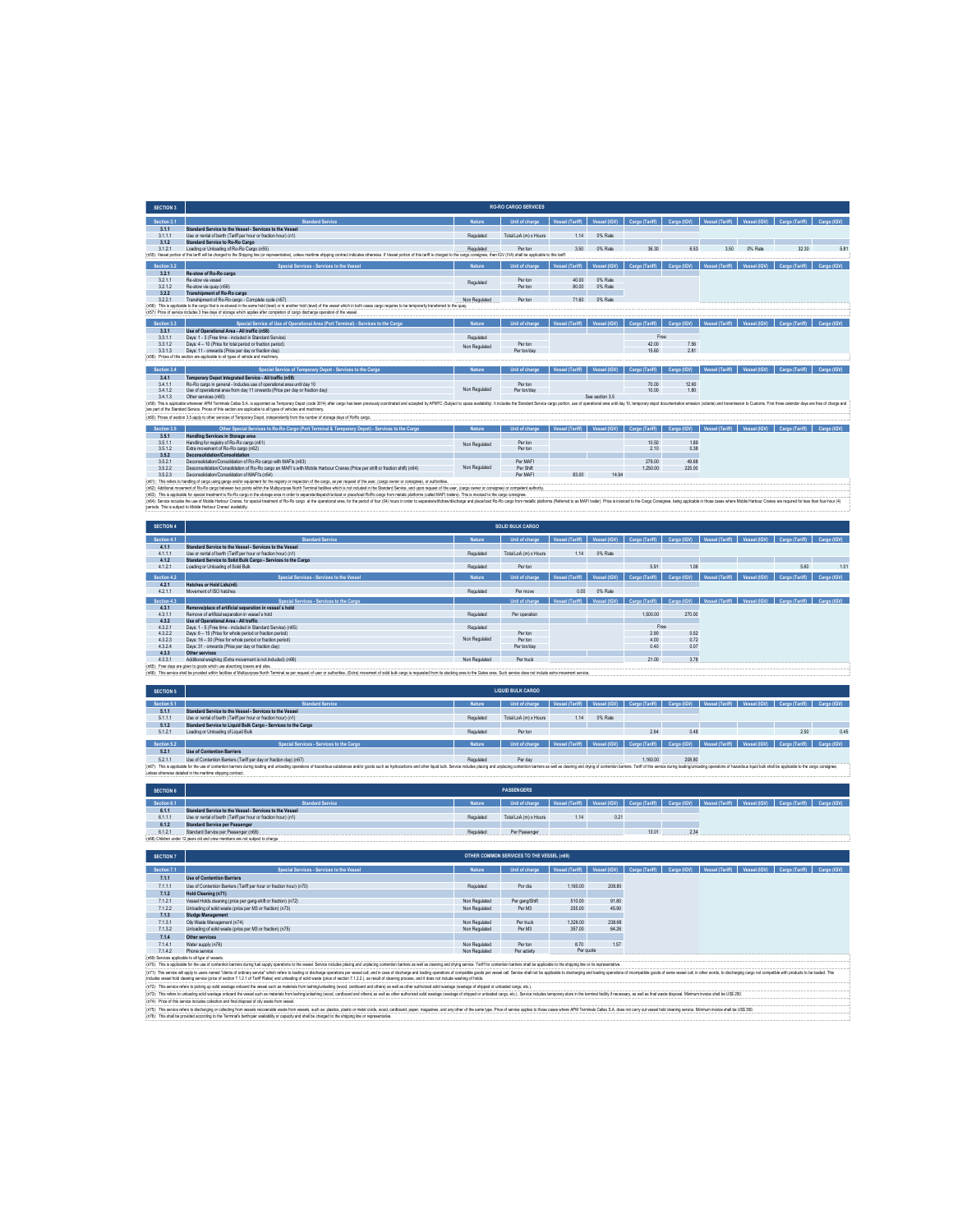## SECTION 3 — RO-RO CARGO SERVICES

| Section 3.1 | Standard Service | Nature | Unit of charge | Vessel (Tariff) | Vessel (IGV) | Cargo (Tariff) | Cargo (IGV) | Vessel (Tariff) | Vessel (IGV) | Cargo (Tariff) | Cargo (IGV) |
|---|---|---|---|---|---|---|---|---|---|---|---|
| 3.1.1 | Standard Service to the Vessel - Services to the Vessel | | | | | | | | | | |
| 3.1.1.1 | Use or rental of berth (Tariff per hour or fraction hour) (n1) | Regulated | Total LoA (m) x Hours | 1.14 | 0% Rate | | | | | | |
| 3.1.2 | Standard Service to Ro-Ro Cargo | | | | | | | | | | |
| 3.1.2.1 | Loading or Unloading of Ro-Ro Cargo (n55) | Regulated | Per ton | 3.50 | 0% Rate | 36.30 | 6.53 | 3.50 | 0% Rate | 32.30 | 5.81 |

(n55): Vessel portion of this tariff will be charged to the Shipping line (or representative), unless maritime shipping contract indicates otherwise. If Vessel portion of this tariff is charged to the cargo consignee, then IGV (VAT) shall be applicable to this tariff.

| Section 3.2 | Special Services - Services to the Vessel | Nature | Unit of charge | Vessel (Tariff) | Vessel (IGV) | Cargo (Tariff) | Cargo (IGV) | Vessel (Tariff) | Vessel (IGV) | Cargo (Tariff) | Cargo (IGV) |
|---|---|---|---|---|---|---|---|---|---|---|---|
| 3.2.1 | Re-stow of Ro-Ro cargo | | | | | | | | | | |
| 3.2.1.1 | Re-stow via vessel | Regulated | Per ton | 40.00 | 0% Rate | | | | | | |
| 3.2.1.2 | Re-stow via quay (n56) | Regulated | Per ton | 80.00 | 0% Rate | | | | | | |
| 3.2.2 | Transhipment of Ro-Ro cargo | | | | | | | | | | |
| 3.2.2.1 | Transhipment of Ro-Ro cargo - Complete cycle (n57) | Non Regulated | Per ton | 71.60 | 0% Rate | | | | | | |

(n56): This is applicable to the cargo that is re-stowed in the same hold (level) or in another hold (level) of the vessel which in both cases cargo requires to be temporarily transferred to the quay.
(n57): Price of service includes 3 free days of storage which applies after completion of cargo discharge operation of the vessel.

| Section 3.3 | Special Service of Use of Operational Area (Port Terminal) - Services to the Cargo | Nature | Unit of charge | Vessel (Tariff) | Vessel (IGV) | Cargo (Tariff) | Cargo (IGV) | Vessel (Tariff) | Vessel (IGV) | Cargo (Tariff) | Cargo (IGV) |
|---|---|---|---|---|---|---|---|---|---|---|---|
| 3.3.1 | Use of Operational Area - All traffic (n58) | | | | | | | | | | |
| 3.3.1.1 | Days: 1 - 3 (Free time - included in Standard Service) | Regulated | | | | Free | | | | | |
| 3.3.1.2 | Days: 4 – 10 (Price for total period or fraction period) | Non Regulated | Per ton | | | 42.00 | 7.56 | | | | |
| 3.3.1.3 | Days: 11 - onwards (Price per day or fraction day) | Non Regulated | Per ton/day | | | 15.60 | 2.81 | | | | |

(n58): Prices of this section are applicable to all types of vehicle and machinery.

| Section 3.4 | Special Service of Temporary Depot - Services to the Cargo | Nature | Unit of charge | Vessel (Tariff) | Vessel (IGV) | Cargo (Tariff) | Cargo (IGV) | Vessel (Tariff) | Vessel (IGV) | Cargo (Tariff) | Cargo (IGV) |
|---|---|---|---|---|---|---|---|---|---|---|---|
| 3.4.1 | Temporary Depot Integrated Service - All traffic (n59) | | | | | | | | | | |
| 3.4.1.1 | Ro-Ro cargo in general - Includes use of operational area until day 10 | Non Regulated | Per ton | | | 70.00 | 12.60 | | | | |
| 3.4.1.2 | Use of operational area from day 11 onwards (Price per day or fraction day) | Non Regulated | Per ton/day | | | 10.00 | 1.80 | | | | |
| 3.4.1.3 | Other services (n60) | | | See section 3.5 | | | | | | | |

(n59): This is applicable whenever APM Terminals Callao S.A. is appointed as Temporary Depot (code 3014) after cargo has been previously coordinated and accepted by APMTC (Subject to space availability). It includes the Standard Service cargo portion, use of operational area until day 10, temporary depot documentation emission (volante) and transmission to Customs. First three calendar days are free of charge and are part of the Standard Service. Prices of this section are applicable to all types of vehicles and machinery.
(n60): Prices of section 3.5 apply to other services of Temporary Depot, independently from the number of storage days of RoRo cargo.

| Section 3.5 | Other Special Services to Ro-Ro Cargo (Port Terminal & Temporary Depot) - Services to the Cargo | Nature | Unit of charge | Vessel (Tariff) | Vessel (IGV) | Cargo (Tariff) | Cargo (IGV) | Vessel (Tariff) | Vessel (IGV) | Cargo (Tariff) | Cargo (IGV) |
|---|---|---|---|---|---|---|---|---|---|---|---|
| 3.5.1 | Handling Services in Storage area | | | | | | | | | | |
| 3.5.1.1 | Handling for registry of Ro-Ro cargo (n61) | Non Regulated | Per ton | | | 10.50 | 1.89 | | | | |
| 3.5.1.2 | Extra movement of Ro-Ro cargo (n62) | Non Regulated | Per ton | | | 2.10 | 0.38 | | | | |
| 3.5.2 | Deconsolidation/Consolidation | | | | | | | | | | |
| 3.5.2.1 | Deconsolidation/Consolidation of Ro-Ro cargo with MAFIs (n63) | Non Regulated | Per MAFI | | | 276.00 | 49.68 | | | | |
| 3.5.2.2 | Deconsolidation/Consolidation of Ro-Ro cargo on MAFI's with Mobile Harbour Cranes (Price per shift or fraction shift) (n64) | Non Regulated | Per Shift | | | 1,250.00 | 225.00 | | | | |
| 3.5.2.3 | Deconsolidation/Consolidation of MAFIs (n54) | | Per MAFI | 83.00 | 14.94 | | | | | | |

(n61): This refers to handling of cargo using gangs and/or equipment for the registry or inspection of the cargo, as per request of the user, (cargo owner or consignee), or authorities.
(n62): Additional movement of Ro-Ro cargo between two points within the Multipurpose North Terminal facilities which is not included in the Standard Service, and upon request of the user, (cargo owner or consignee) or competent authority.
(n63): This is applicable for special treatment to Ro-Ro cargo in the storage area in order to separate/dispatch/unload or place/load RoRo cargo from metallic platforms (called MAFI trailers). This is invoiced to the cargo consignee.
(n64): Service includes the use of Mobile Harbour Cranes, for special treatment of Ro-Ro cargo at the operational area, for the period of four (04) hours in order to separate/withdraw/discharge and place/load Ro-Ro cargo from metallic platforms (Referred to as MAFI trailer). Price is invoiced to the Cargo Consignee, being applicable in those cases where Mobile Harbour Cranes are required for less than four-hour (4) periods. This is subject to Mobile Harbour Cranes' availability.

## SECTION 4 — SOLID BULK CARGO

| Section 4.1 | Standard Service | Nature | Unit of charge | Vessel (Tariff) | Vessel (IGV) | Cargo (Tariff) | Cargo (IGV) | Vessel (Tariff) | Vessel (IGV) | Cargo (Tariff) | Cargo (IGV) |
|---|---|---|---|---|---|---|---|---|---|---|---|
| 4.1.1 | Standard Service to the Vessel - Services to the Vessel | | | | | | | | | | |
| 4.1.1.1 | Use or rental of berth (Tariff per hour or fraction hour) (n1) | Regulated | Total LoA (m) x Hours | 1.14 | 0% Rate | | | | | | |
| 4.1.2 | Standard Service to Solid Bulk Cargo - Services to the Cargo | | | | | | | | | | |
| 4.1.2.1 | Loading or Unloading of Solid Bulk | Regulated | Per ton | | | 5.91 | 1.06 | | | 5.60 | 1.01 |

| Section 4.2 | Special Services - Services to the Vessel | Nature | Unit of charge | Vessel (Tariff) | Vessel (IGV) | Cargo (Tariff) | Cargo (IGV) | Vessel (Tariff) | Vessel (IGV) | Cargo (Tariff) | Cargo (IGV) |
|---|---|---|---|---|---|---|---|---|---|---|---|
| 4.2.1 | Hatches or Hold Lids(n6) | | | | | | | | | | |
| 4.2.1.1 | Movement of ISO hatches | Regulated | Per move | 0.00 | 0% Rate | | | | | | |

| Section 4.3 | Special Services - Services to the Cargo | | Unit of charge | Vessel (Tariff) | Vessel (IGV) | Cargo (Tariff) | Cargo (IGV) | Vessel (Tariff) | Vessel (IGV) | Cargo (Tariff) | Cargo (IGV) |
|---|---|---|---|---|---|---|---|---|---|---|---|
| 4.3.1 | Remove/place of artificial separation in vessel's hold | | | | | | | | | | |
| 4.3.1.1 | Remove of artificial separation in vessel's hold | Regulated | Per operation | | | 1,500.00 | 270.00 | | | | |
| 4.3.2 | Use of Operational Area - All traffic | | | | | | | | | | |
| 4.3.2.1 | Days: 1 - 5 (Free time - included in Standard Service) (n65) | Regulated | | | | Free | | | | | |
| 4.3.2.2 | Days: 6 – 15 (Price for whole period or fraction period) | Non Regulated | Per ton | | | 2.90 | 0.52 | | | | |
| 4.3.2.3 | Days: 16 – 30 (Price for whole period or fraction period) | Non Regulated | Per ton | | | 4.00 | 0.72 | | | | |
| 4.3.2.4 | Days: 31 - onwards (Price per day or fraction day) | Non Regulated | Per ton/day | | | 0.40 | 0.07 | | | | |
| 4.3.3 | Other services | | | | | | | | | | |
| 4.3.3.1 | Additional weighing (Extra movement is not included) (n66) | Non Regulated | Per truck | | | 21.00 | 3.78 | | | | |

(n65): Free days are given to goods which use absorbing towers and silos.
(n66): This service shall be provided within facilities of Multipurpose North Terminal as per request of user or authorities. (Extra) movement of solid bulk cargo is requested from its stacking area to the Gates area. Such service does not include extra movement service.

## SECTION 5 — LIQUID BULK CARGO

| Section 5.1 | Standard Service | Nature | Unit of charge | Vessel (Tariff) | Vessel (IGV) | Cargo (Tariff) | Cargo (IGV) | Vessel (Tariff) | Vessel (IGV) | Cargo (Tariff) | Cargo (IGV) |
|---|---|---|---|---|---|---|---|---|---|---|---|
| 5.1.1 | Standard Service to the Vessel - Services to the Vessel | | | | | | | | | | |
| 5.1.1.1 | Use or rental of berth (Tariff per hour or fraction hour) (n1) | Regulated | Total LoA (m) x Hours | 1.14 | 0% Rate | | | | | | |
| 5.1.2 | Standard Service to Liquid Bulk Cargo - Services to the Cargo | | | | | | | | | | |
| 5.1.2.1 | Loading or Unloading of Liquid Bulk | Regulated | Per ton | | | 2.64 | 0.48 | | | 2.50 | 0.45 |

| Section 5.2 | Special Services - Services to the Cargo | Nature | Unit of charge | Vessel (Tariff) | Vessel (IGV) | Cargo (Tariff) | Cargo (IGV) | Vessel (Tariff) | Vessel (IGV) | Cargo (Tariff) | Cargo (IGV) |
|---|---|---|---|---|---|---|---|---|---|---|---|
| 5.2.1 | Use of Contention Barriers | | | | | | | | | | |
| 5.2.1.1 | Use of Contention Barriers (Tariff per day or fraction day) (n67) | Regulated | Per day | | | 1,160.00 | 208.80 | | | | |

(n67): This is applicable for the use of contention barriers during loading and unloading operations of hazardous substances and/or goods such as hydrocarbons and other liquid bulk. Service includes placing and unplacing contention barriers as well as cleaning and drying of contention barriers. Tariff of this service during loading/unloading operations of hazardous liquid bulk shall be applicable to the cargo consignee, unless otherwise detailed in the maritime shipping contract.

## SECTION 6 — PASSENGERS

| Section 6.1 | Standard Service | Nature | Unit of charge | Vessel (Tariff) | Vessel (IGV) | Cargo (Tariff) | Cargo (IGV) | Vessel (Tariff) | Vessel (IGV) | Cargo (Tariff) | Cargo (IGV) |
|---|---|---|---|---|---|---|---|---|---|---|---|
| 6.1.1 | Standard Service to the Vessel - Services to the Vessel | | | | | | | | | | |
| 6.1.1.1 | Use or rental of berth (Tariff per hour or fraction hour) (n1) | Regulated | Total LoA (m) x Hours | 1.14 | 0.21 | | | | | | |
| 6.1.2 | Standard Service per Passenger | | | | | | | | | | |
| 6.1.2.1 | Standard Service per Passenger (n68) | Regulated | Per Passenger | | | 13.01 | 2.34 | | | | |

(n68): Children under 12 years old and crew members are not subject to charge.

## SECTION 7 — OTHER COMMON SERVICES TO THE VESSEL (n69)

| Section 7.1 | Special Services - Services to the Vessel | Nature | Unit of charge | Vessel (Tariff) | Vessel (IGV) | Cargo (Tariff) | Cargo (IGV) | Vessel (Tariff) | Vessel (IGV) | Cargo (Tariff) | Cargo (IGV) |
|---|---|---|---|---|---|---|---|---|---|---|---|
| 7.1.1 | Use of Contention Barriers | | | | | | | | | | |
| 7.1.1.1 | Use of Contention Barriers (Tariff per hour or fraction hour) (n70) | Regulated | Por día | 1,160.00 | 208.80 | | | | | | |
| 7.1.2 | Hold Cleaning (n71) | | | | | | | | | | |
| 7.1.2.1 | Vessel Holds cleaning (price per gang-shift or fraction) (n72) | Non Regulated | Per gang/Shift | 510.00 | 91.80 | | | | | | |
| 7.1.2.2 | Unloading of solid waste (price per M3 or fraction) (n73) | Non Regulated | Per M3 | 255.00 | 45.90 | | | | | | |
| 7.1.3 | Sludge Management | | | | | | | | | | |
| 7.1.3.1 | Oily Waste Management (n74) | Non Regulated | Per truck | 1,326.00 | 238.68 | | | | | | |
| 7.1.3.2 | Unloading of solid waste (price per M3 or fraction) (n75) | Non Regulated | Per M3 | 357.00 | 64.26 | | | | | | |
| 7.1.4 | Other services | | | | | | | | | | |
| 7.1.4.1 | Water supply (n76) | Non Regulated | Per ton | 8.70 | 1.57 | | | | | | |
| 7.1.4.2 | Phone service | Non Regulated | Per activity | Per quote | | | | | | | |

(n69): Services applicable to all type of vessels.
(n70): This is applicable for the use of contention barriers during fuel supply operations to the vessel. Service includes placing and unplacing contention barriers as well as cleaning and drying services. Tariff for contention barriers shall be applicable to the shipping line or its representative.
(n71): This service will apply to users named "clients of ordinary service" which refers to loading or discharge operations per vessel call, and in case of discharge and loading operations of compatible goods per vessel call. Service shall not be applicable to discharging and loading operations of incompatible goods of same vessel call, in other words, to discharging cargo not compatible with products to be loaded. This includes vessel hold cleaning service (price of section 7.1.2.1 of Tariff Rates) and unloading of solid waste (price of section 7.1.2.2.), as result of cleaning process, and it does not include washing of holds.
(n72): This service refers to picking up solid wastage onboard the vessel such as materials from lashing/unlashing (wood, cardboard and others) as well as other authorized solid wastage (wastage of shipped or unloaded cargo, etc.).
(n73): This refers to unloading solid wastage onboard the vessel such as materials from lashing/unlashing (wood, cardboard and others) as well as other authorized solid wastage (wastage of shipped or unloaded cargo, etc.). Service includes temporary store in the terminal facility if necessary, as well as final waste disposal. Minimum invoice shall be US$ 250.
(n74): Price of this service includes collection and final disposal of oily waste from vessel.
(n75): This service refers to discharging or collecting from vessels recoverable waste from vessels, such as: plastics, plastic or metal cords, wood, cardboard, paper, magazines, and any other of the same type. Price of service applies to those cases where APM Terminals Callao S.A. does not carry out vessel hold cleaning service. Minimum invoice shall be US$ 350.
(n76): This shall be provided according to the Terminal's berth/pier availability or capacity and shall be charged to the shipping line or representative.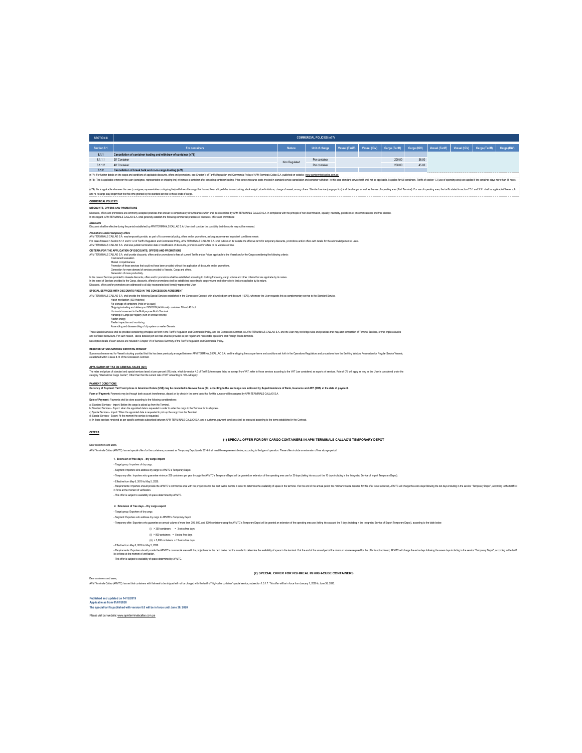| SECTION 8 | COMMERCIAL POLICIES (n77) | | | | | | | | | | | |
|---|---|---|---|---|---|---|---|---|---|---|---|---|
| Section 8.1 | For containers | Nature | Unit of charge | Vessel (Tariff) | Vessel (IGV) | Cargo (Tariff) | Cargo (IGV) | Vessel (Tariff) | Vessel (IGV) | Cargo (Tariff) | Cargo (IGV) |
| 8.1.1 | Cancellation of container loading and withdraw of container (n78) | | | | | | | | | | |
| 8.1.1.1 | 20' Container | Non Regulated | Per container | | | 200.00 | 36.00 | | | | |
| 8.1.1.2 | 40' Container | | Per container | | | 250.00 | 45.00 | | | | |
| 8.1.2 | Cancellation of break bulk and ro-ro cargo loading (n79) | | | | | | | | | | |

(n77): For further details on the scope and conditions of applicable discounts, offers and promotions, see Charter V of Tariffs Regulation and Commercial Policy of APM Terminals Callao S.A. published on website: www.apmterminalscallao.com.pe

(n78): This is applicable whenever the user (consignee, representative or shipping line) withdraws a container after cancelling container loading. Price covers resource costs involved in standard service cancellation and container withdraw. In this case standard service tariff shall not be applicable. It applies for full containers. Tariffs of section 1.3 (use of operating area) are applied if the container stays more than 48 hours.

(n79): Itis applicable whenever the user (consignee, representative or shipping line) withdraws the cargo that has not been shipped due to overbooking, stack weight, stow limitations, change of vessel, among others. Standard service (cargo portion) shall be charged as well as the use of operating area (Port Terminal). For use of operating area, the tariffs stated in section 2.3.1 and 3.3.1 shall be applicable if break bulk and ro-ro cargo stay longer than the free time granted by the standard service to these kinds of cargo.

## COMMERCIAL POLICIES

### DISCOUNTS, OFFERS AND PROMOTIONS

Discounts, offers and promotions are commonly accepted practices that answer to compensatory circumstances which shall be determined by APM TERMINALS CALLAO S.A. in compliance with the principle of non-discrimination, equality, neutrality, prohibition of price transference and free election.
In this regard, APM TERMINALS CALLAO S.A. shall generally establish the following commercial practices of discounts, offers and promotions:

***Discounts***
Discounts shall be effective during the period established by APM TERMINALS CALLAO S.A. User shall consider the possibility that discounts may not be renewed.

***Promotions and/or temporary offers***
APM TERMINALS CALLAO S.A. may temporarily provide, as part of its commercial policy, offers and/or promotions, as long as permanent equivalent conditions remain.
For cases foreseen in Section 5.1.1 and 5.1.2 of Tariffs Regulation and Commercial Policy, APM TERMINALS CALLAO S.A. shall publish on its website the effective term for temporary discounts, promotions and/or offers with details for the acknowledgement of users.
APM TERMINALS CALLAO S.A. shall also publish termination date or modification of discounts, promotion and/or offers on its website on time.

**CRITERIA FOR THE APPLICATION OF DISCOUNTS, OFFERS AND PROMOTIONS**
APM TERMINALS CALLAO S.A. shall provide discounts, offers and/or promotions to fees of current Tariffs and/or Prices applicable to the Vessel and/or the Cargo considering the following criteria:
- Cost-benefit evaluation
- Market competitiveness
- Promotion of those services that could not have been provided without the application of discounts and/or promotions.
- Generation for more demand of services provided to Vessels, Cargo and others.
- Generation of more productivity.

In the case of Services provided to Vessels discounts, offers and/or promotions shall be established according to docking frequency, cargo volume and other criteria that are applicable by its nature.
In the event of Services provided to the Cargo, discounts, offers/or promotions shall be established according to cargo volume and other criteria that are applicable by its nature.
Discounts, offers and/or promotions are addressed to all duly incorporated and formally represented User.

**SPECIAL SERVICES WITH DISCOUNTS FIXED IN THE CONCESSION AGREEMENT**
APM TERMINALS CALLAO S.A. shall provide the following Special Services established in the Concession Contract with a hundred per cent discount (100%), whenever the User requests this as complementary service to the Standard Service:
- Hatch movilization (ISO Hatches)
- Re-stowage of containers (Hold or via quay)
- Shipping/unloading and delivery no ISO/OOG (Additional) - container 20 and 40 foot
- Horizontal movement in the Multipurpose North Terminal
- Handling of Cargo per registry (with or without forklifts)
- Reefer energy
- Reefer inspection and monitoring
- Assembling and disassembling of clip system on reefer Gensets

These Special Services shall be provided considering principles set forth in the Tariffs Regulation and Commercial Policy, and the Concession Contract, so APM TERMINALS CALLAO S.A. and the User may not bridge rules and practices that may alter competition of Terminal Services, or that implies abusive and inefficient behaviours. For such reason, above detailed port services shall be provided as per regular and reasonable operations that Foreign Trade demands.
Description details of each service are included in Chapter VII of Services Summary of the Tariffs Regulation and Commercial Policy.

**RESERVE OF GUARANTEED BERTHING WINDOW**
Space may be reserved for Vessel's docking provided that this has been previously arranged between APM TERMINALS CALLAO S.A. and the shipping lines as per terms and conditions set forth in the Operations Regulations and procedures from the Berthing Window Reservation for Regular Service Vessels, established within Clause 8.14 of the Concession Contract.

**APPLICATION OF TAX ON GENERAL SALES (IGV)**
The rates and prices of standard and special services taxed at zero percent (0%) rate, which by version 4.0 of Tariff Scheme were listed as exempt from VAT, refer to those services according to the VAT Law considered as exports of services. Rate of 0% will apply as long as the User is considered under the category "International Cargo Carrier". Other than that the current rate of VAT amounting to 18% will apply.

**PAYMENT CONDITIONS**
**Currency of Payment: Tariff and prices in American Dolars (US$) may be cancelled in Nuevos Soles (S/.) according to the exchange rate indicated by Superintendence of Bank, Insurance and AFP (SBS) at the date of payment.**
**Form of Payment:** Payments may be through bank account transference, deposit or by check in the same bank that for this purpose will be assigned by APM TERMINALS CALLAO S.A.

**Date of Payment:** Payments shall be done according to the following considerations:
a) Standard Services - Import: Before the cargo is picked up from the Terminal.
b) Standard Services - Export: when the appointed date is requested in order to enter the cargo to the Terminal for its shipment.
c) Special Services - Import: When the appointed date is requested to pick up the cargo from the Terminal.
d) Special Services - Export: At the moment the service is requested.
e) In those services rendered as per specific contracts subscribed between APM TERMINALS CALLAO S.A. and a customer, payment conditions shall be executed according to the terms established in the Contract.

**OFFERS**

### (1) SPECIAL OFFER FOR DRY CARGO CONTAINERS IN APM TERMINALS CALLAO'S TEMPORARY DEPOT

Dear customers and users,

APM Terminals Callao (APMTC) has set special offers for the containers processed as Temporary Depot (code 3014) that meet the requirements below, according to the type of operation. These offers include an extension of free storage period.

**1. Extension of free days – dry cargo import**

- Target group: Importers of dry cargo.
- Segment: Importers who address dry cargo to APMTC's Temporary Depot.
- Temporary offer: Importers who guarantee minimum 250 containers per year through the APMTC's Temporary Depot will be granted an extension of the operating area use for 20 days (taking into account the 10 days including in the Integrated Service of Import Temporary Depot).
- Effective from May 6, 2019 to May 5, 2020.
- Requirements: Importers should provide the APMTC's commercial area with the projections for the next twelve months in order to determine the availability of space in the terminal. If at the end of the annual period the minimum volume required for this offer is not achieved, APMTC will charge the extra days following the ten days including in the service "Temporary Depot", according to the tariff list in force at the moment of verification.
- This offer is subject to availability of space determined by APMTC.

**2. Extension of free days – Dry cargo export**

- Target group: Exporters of dry cargo.
- Segment: Exporters who address dry cargo to APMTC's Temporary Depot.
- Temporary offer: Exporters who guarantee an annual volume of more than 300, 800, and 3000 containers using the APMTC's Temporary Depot will be granted an extension of the operating area use (taking into account the 7 days including in the Integrated Service of Export Temporary Depot), according to the table below:
  - (i) > 300 containers = 3 extra free days
  - (ii) > 800 containers = 8 extra free days
  - (iii) > 3,000 containers = 13 extra free days
- Effective from May 6, 2019 to May 5, 2020
- Requirements: Exporters should provide the APMTC's commercial area with the projections for the next twelve months in order to determine the availability of space in the terminal. If at the end of the annual period the minimum volume required for this offer is not achieved, APMTC will charge the extra days following the seven days including in the service "Temporary Depot", according to the tariff list in force at the moment of verification.
- This offer is subject to availability of space determined by APMTC.

### (2) SPECIAL OFFER FOR FISHMEAL IN HIGH-CUBE CONTAINERS

Dear customers and users,

APM Terminals Callao (APMTC) has set that containers with fishmeal to be shipped will not be charged with the tariff of "high-cube container" special service, subsection 1.5.1.7. This offer will be in force from January 1, 2020 to June 30, 2020.

**Published and updated on 14/12/2019**
**Applicable as from 01/01/2020**
**The special tariffs published with version 8.0 will be in force until June 30, 2020**

Please visit our website: www.apmterminalscallao.com.pe